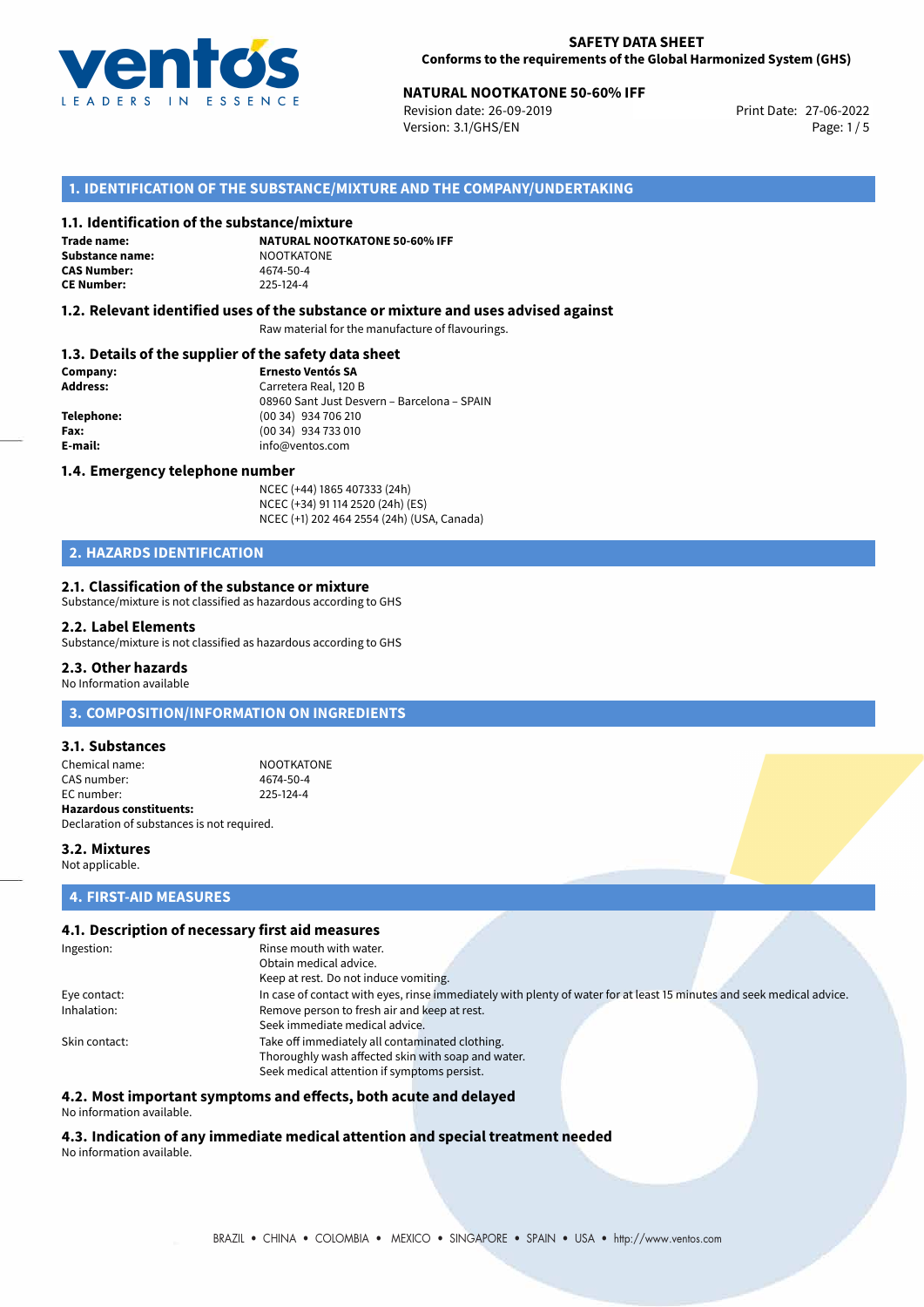**SAFETY DATA SHEET**
**Conforms to the requirements of the Global Harmonized System (GHS)**

**NATURAL NOOTKATONE 50-60% IFF**
Revision date: 26-09-2019
Version: 3.1/GHS/EN
Print Date: 27-06-2022

## 1. IDENTIFICATION OF THE SUBSTANCE/MIXTURE AND THE COMPANY/UNDERTAKING

### 1.1. Identification of the substance/mixture

| | |
|---|---|
| **Trade name:** | **NATURAL NOOTKATONE 50-60% IFF** |
| **Substance name:** | NOOTKATONE |
| **CAS Number:** | 4674-50-4 |
| **CE Number:** | 225-124-4 |

### 1.2. Relevant identified uses of the substance or mixture and uses advised against

Raw material for the manufacture of flavourings.

### 1.3. Details of the supplier of the safety data sheet

| | |
|---|---|
| **Company:** | **Ernesto Ventós SA** |
| **Address:** | Carretera Real, 120 B<br>08960 Sant Just Desvern – Barcelona – SPAIN |
| **Telephone:** | (00 34) 934 706 210 |
| **Fax:** | (00 34) 934 733 010 |
| **E-mail:** | info@ventos.com |

### 1.4. Emergency telephone number

NCEC (+44) 1865 407333 (24h)
NCEC (+34) 91 114 2520 (24h) (ES)
NCEC (+1) 202 464 2554 (24h) (USA, Canada)

## 2. HAZARDS IDENTIFICATION

### 2.1. Classification of the substance or mixture

Substance/mixture is not classified as hazardous according to GHS

### 2.2. Label Elements

Substance/mixture is not classified as hazardous according to GHS

### 2.3. Other hazards

No Information available

## 3. COMPOSITION/INFORMATION ON INGREDIENTS

### 3.1. Substances

| | |
|---|---|
| Chemical name: | NOOTKATONE |
| CAS number: | 4674-50-4 |
| EC number: | 225-124-4 |

**Hazardous constituents:**
Declaration of substances is not required.

### 3.2. Mixtures

Not applicable.

## 4. FIRST-AID MEASURES

### 4.1. Description of necessary first aid measures

| | |
|---|---|
| Ingestion: | Rinse mouth with water.<br>Obtain medical advice.<br>Keep at rest. Do not induce vomiting. |
| Eye contact: | In case of contact with eyes, rinse immediately with plenty of water for at least 15 minutes and seek medical advice. |
| Inhalation: | Remove person to fresh air and keep at rest.<br>Seek immediate medical advice. |
| Skin contact: | Take off immediately all contaminated clothing.<br>Thoroughly wash affected skin with soap and water.<br>Seek medical attention if symptoms persist. |

### 4.2. Most important symptoms and effects, both acute and delayed

No information available.

### 4.3. Indication of any immediate medical attention and special treatment needed

No information available.

BRAZIL • CHINA • COLOMBIA • MEXICO • SINGAPORE • SPAIN • USA • http://www.ventos.com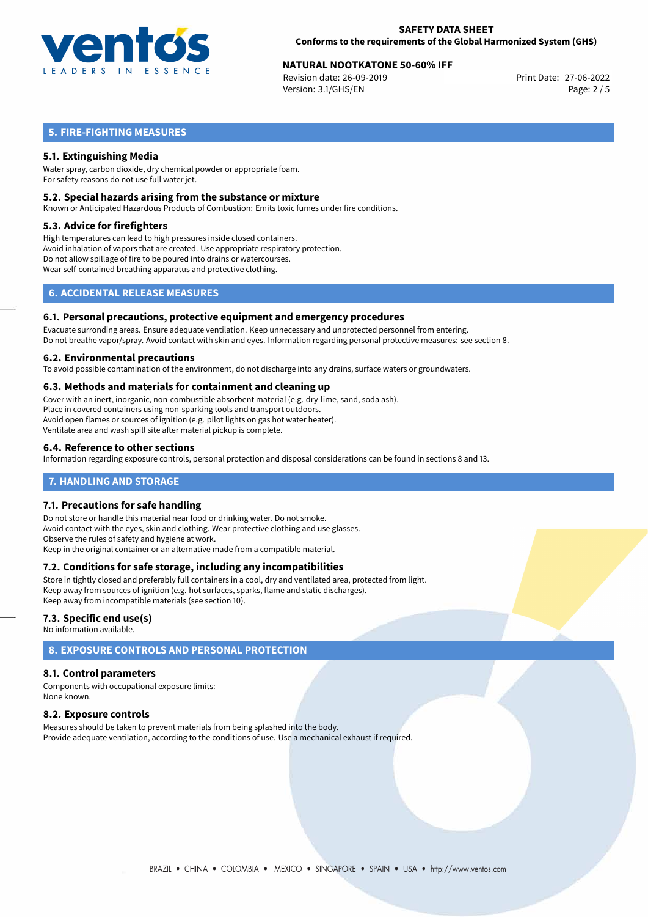## 5. FIRE-FIGHTING MEASURES

### 5.1. Extinguishing Media

Water spray, carbon dioxide, dry chemical powder or appropriate foam.
For safety reasons do not use full water jet.

### 5.2. Special hazards arising from the substance or mixture

Known or Anticipated Hazardous Products of Combustion: Emits toxic fumes under fire conditions.

### 5.3. Advice for firefighters

High temperatures can lead to high pressures inside closed containers.
Avoid inhalation of vapors that are created. Use appropriate respiratory protection.
Do not allow spillage of fire to be poured into drains or watercourses.
Wear self-contained breathing apparatus and protective clothing.

## 6. ACCIDENTAL RELEASE MEASURES

### 6.1. Personal precautions, protective equipment and emergency procedures

Evacuate surronding areas. Ensure adequate ventilation. Keep unnecessary and unprotected personnel from entering.
Do not breathe vapor/spray. Avoid contact with skin and eyes. Information regarding personal protective measures: see section 8.

### 6.2. Environmental precautions

To avoid possible contamination of the environment, do not discharge into any drains, surface waters or groundwaters.

### 6.3. Methods and materials for containment and cleaning up

Cover with an inert, inorganic, non-combustible absorbent material (e.g. dry-lime, sand, soda ash).
Place in covered containers using non-sparking tools and transport outdoors.
Avoid open flames or sources of ignition (e.g. pilot lights on gas hot water heater).
Ventilate area and wash spill site after material pickup is complete.

### 6.4. Reference to other sections

Information regarding exposure controls, personal protection and disposal considerations can be found in sections 8 and 13.

## 7. HANDLING AND STORAGE

### 7.1. Precautions for safe handling

Do not store or handle this material near food or drinking water. Do not smoke.
Avoid contact with the eyes, skin and clothing. Wear protective clothing and use glasses.
Observe the rules of safety and hygiene at work.
Keep in the original container or an alternative made from a compatible material.

### 7.2. Conditions for safe storage, including any incompatibilities

Store in tightly closed and preferably full containers in a cool, dry and ventilated area, protected from light.
Keep away from sources of ignition (e.g. hot surfaces, sparks, flame and static discharges).
Keep away from incompatible materials (see section 10).

### 7.3. Specific end use(s)

No information available.

## 8. EXPOSURE CONTROLS AND PERSONAL PROTECTION

### 8.1. Control parameters

Components with occupational exposure limits:
None known.

### 8.2. Exposure controls

Measures should be taken to prevent materials from being splashed into the body.
Provide adequate ventilation, according to the conditions of use. Use a mechanical exhaust if required.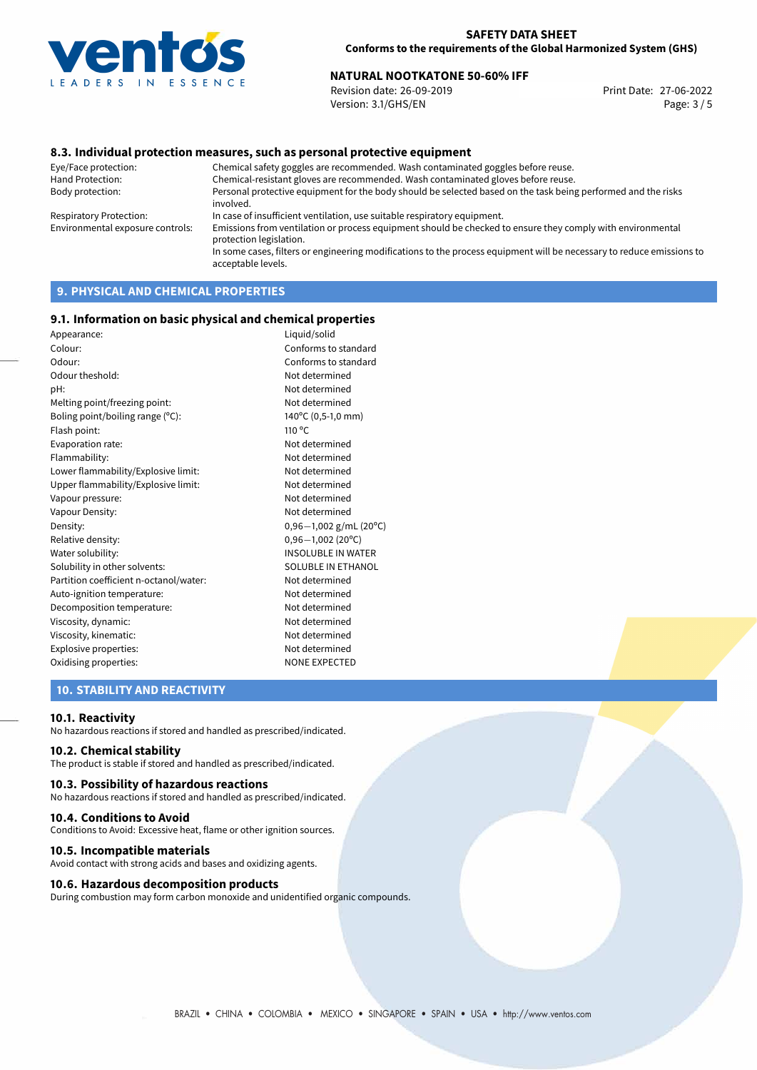### 8.3. Individual protection measures, such as personal protective equipment

| | |
|---|---|
| Eye/Face protection: | Chemical safety goggles are recommended. Wash contaminated goggles before reuse. |
| Hand Protection: | Chemical-resistant gloves are recommended. Wash contaminated gloves before reuse. |
| Body protection: | Personal protective equipment for the body should be selected based on the task being performed and the risks involved. |
| Respiratory Protection: | In case of insufficient ventilation, use suitable respiratory equipment. |
| Environmental exposure controls: | Emissions from ventilation or process equipment should be checked to ensure they comply with environmental protection legislation. In some cases, filters or engineering modifications to the process equipment will be necessary to reduce emissions to acceptable levels. |

## 9. PHYSICAL AND CHEMICAL PROPERTIES

### 9.1. Information on basic physical and chemical properties

| | |
|---|---|
| Appearance: | Liquid/solid |
| Colour: | Conforms to standard |
| Odour: | Conforms to standard |
| Odour theshold: | Not determined |
| pH: | Not determined |
| Melting point/freezing point: | Not determined |
| Boling point/boiling range (°C): | 140°C (0,5-1,0 mm) |
| Flash point: | 110 °C |
| Evaporation rate: | Not determined |
| Flammability: | Not determined |
| Lower flammability/Explosive limit: | Not determined |
| Upper flammability/Explosive limit: | Not determined |
| Vapour pressure: | Not determined |
| Vapour Density: | Not determined |
| Density: | 0,96—1,002 g/mL (20°C) |
| Relative density: | 0,96—1,002 (20°C) |
| Water solubility: | INSOLUBLE IN WATER |
| Solubility in other solvents: | SOLUBLE IN ETHANOL |
| Partition coefficient n-octanol/water: | Not determined |
| Auto-ignition temperature: | Not determined |
| Decomposition temperature: | Not determined |
| Viscosity, dynamic: | Not determined |
| Viscosity, kinematic: | Not determined |
| Explosive properties: | Not determined |
| Oxidising properties: | NONE EXPECTED |

## 10. STABILITY AND REACTIVITY

### 10.1. Reactivity

No hazardous reactions if stored and handled as prescribed/indicated.

### 10.2. Chemical stability

The product is stable if stored and handled as prescribed/indicated.

### 10.3. Possibility of hazardous reactions

No hazardous reactions if stored and handled as prescribed/indicated.

### 10.4. Conditions to Avoid

Conditions to Avoid: Excessive heat, flame or other ignition sources.

### 10.5. Incompatible materials

Avoid contact with strong acids and bases and oxidizing agents.

### 10.6. Hazardous decomposition products

During combustion may form carbon monoxide and unidentified organic compounds.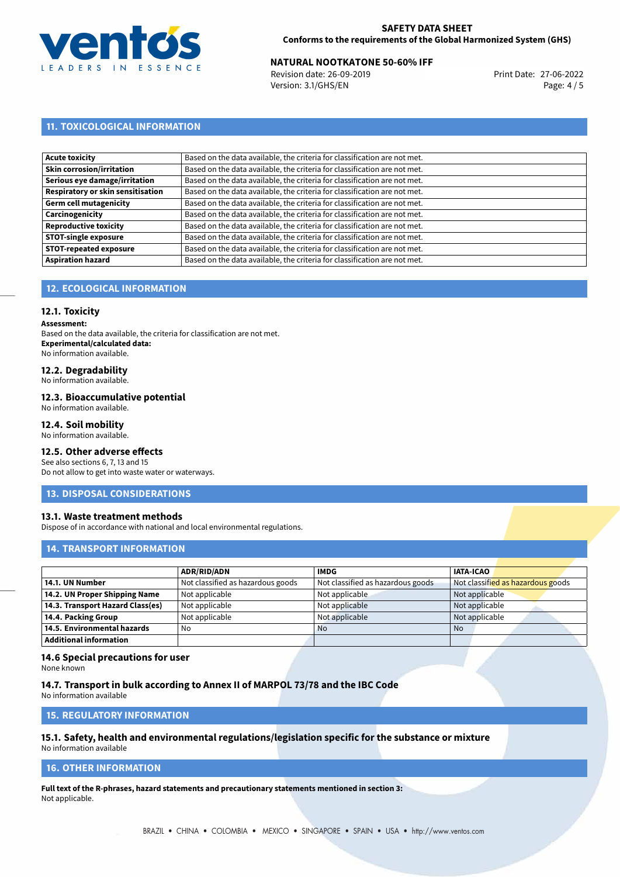## 11. TOXICOLOGICAL INFORMATION

| | |
|---|---|
| **Acute toxicity** | Based on the data available, the criteria for classification are not met. |
| **Skin corrosion/irritation** | Based on the data available, the criteria for classification are not met. |
| **Serious eye damage/irritation** | Based on the data available, the criteria for classification are not met. |
| **Respiratory or skin sensitisation** | Based on the data available, the criteria for classification are not met. |
| **Germ cell mutagenicity** | Based on the data available, the criteria for classification are not met. |
| **Carcinogenicity** | Based on the data available, the criteria for classification are not met. |
| **Reproductive toxicity** | Based on the data available, the criteria for classification are not met. |
| **STOT-single exposure** | Based on the data available, the criteria for classification are not met. |
| **STOT-repeated exposure** | Based on the data available, the criteria for classification are not met. |
| **Aspiration hazard** | Based on the data available, the criteria for classification are not met. |

## 12. ECOLOGICAL INFORMATION

### 12.1. Toxicity

**Assessment:**
Based on the data available, the criteria for classification are not met.
**Experimental/calculated data:**
No information available.

### 12.2. Degradability

No information available.

### 12.3. Bioaccumulative potential

No information available.

### 12.4. Soil mobility

No information available.

### 12.5. Other adverse effects

See also sections 6, 7, 13 and 15
Do not allow to get into waste water or waterways.

## 13. DISPOSAL CONSIDERATIONS

### 13.1. Waste treatment methods

Dispose of in accordance with national and local environmental regulations.

## 14. TRANSPORT INFORMATION

| | ADR/RID/ADN | IMDG | IATA-ICAO |
|---|---|---|---|
| **14.1. UN Number** | Not classified as hazardous goods | Not classified as hazardous goods | Not classified as hazardous goods |
| **14.2. UN Proper Shipping Name** | Not applicable | Not applicable | Not applicable |
| **14.3. Transport Hazard Class(es)** | Not applicable | Not applicable | Not applicable |
| **14.4. Packing Group** | Not applicable | Not applicable | Not applicable |
| **14.5. Environmental hazards** | No | No | No |
| **Additional information** | | | |

### 14.6 Special precautions for user

None known

### 14.7. Transport in bulk according to Annex II of MARPOL 73/78 and the IBC Code

No information available

## 15. REGULATORY INFORMATION

### 15.1. Safety, health and environmental regulations/legislation specific for the substance or mixture

No information available

## 16. OTHER INFORMATION

**Full text of the R-phrases, hazard statements and precautionary statements mentioned in section 3:**
Not applicable.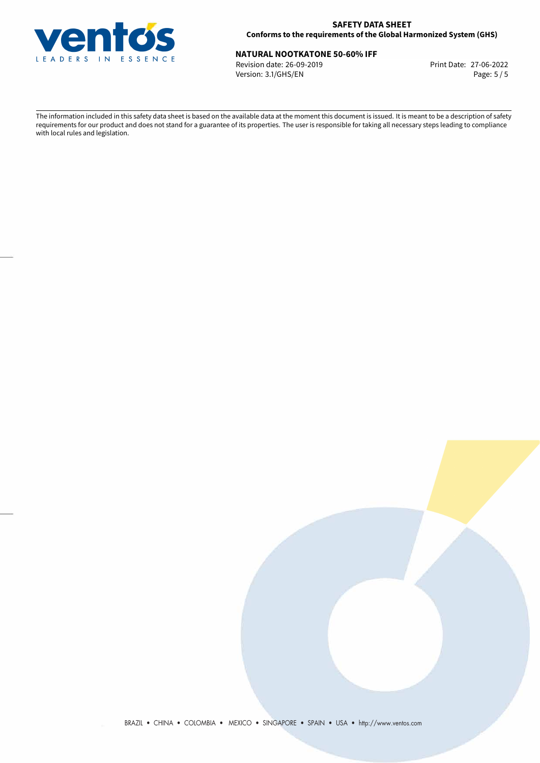The information included in this safety data sheet is based on the available data at the moment this document is issued. It is meant to be a description of safety requirements for our product and does not stand for a guarantee of its properties. The user is responsible for taking all necessary steps leading to compliance with local rules and legislation.